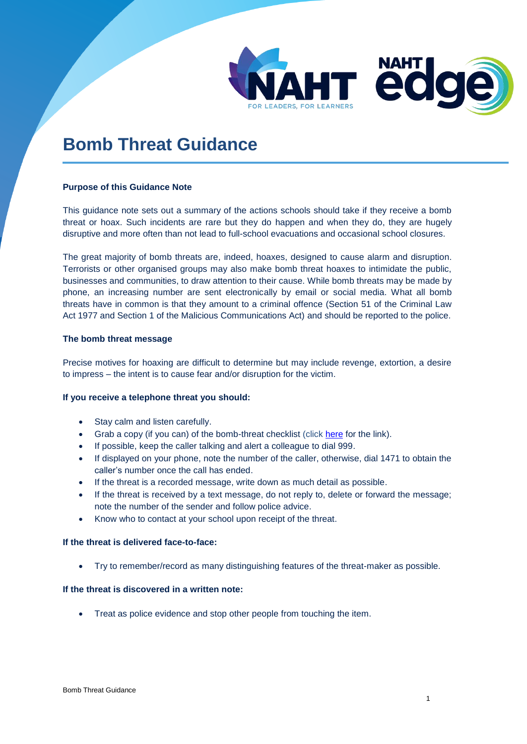# Bomb Threat Guidance

**Purpose of this Guidance Note**

This guidance note sets out a summary of the actions schools should take if they receive a bomb threat or hoax. Such incidents are rare but they do happen and when they do, they are hugely disruptive and more often than not lead to full-school evacuations and occasional school closures.

The great majority of bomb threats are, indeed, hoaxes, designed to cause alarm and disruption. Terrorists or other organised groups may also make bomb threat hoaxes to intimidate the public, businesses and communities, to draw attention to their cause. While bomb threats may be made by phone, an increasing number are sent electronically by email or social media. What all bomb threats have in common is that they amount to a criminal offence (Section 51 of the Criminal Law Act 1977 and Section 1 of the Malicious Communications Act) and should be reported to the police.

**The bomb threat message**

Precise motives for hoaxing are difficult to determine but may include revenge, extortion, a desire to impress – the intent is to cause fear and/or disruption for the victim.

**If you receive a telephone threat you should:**

- Stay calm and listen carefully.
- Grab a copy (if you can) of the bomb-threat checklist (click here for the link).
- If possible, keep the caller talking and alert a colleague to dial 999.
- If displayed on your phone, note the number of the caller, otherwise, dial 1471 to obtain the caller's number once the call has ended.
- If the threat is a recorded message, write down as much detail as possible.
- If the threat is received by a text message, do not reply to, delete or forward the message; note the number of the sender and follow police advice.
- Know who to contact at your school upon receipt of the threat.

**If the threat is delivered face-to-face:**

- Try to remember/record as many distinguishing features of the threat-maker as possible.

**If the threat is discovered in a written note:**

- Treat as police evidence and stop other people from touching the item.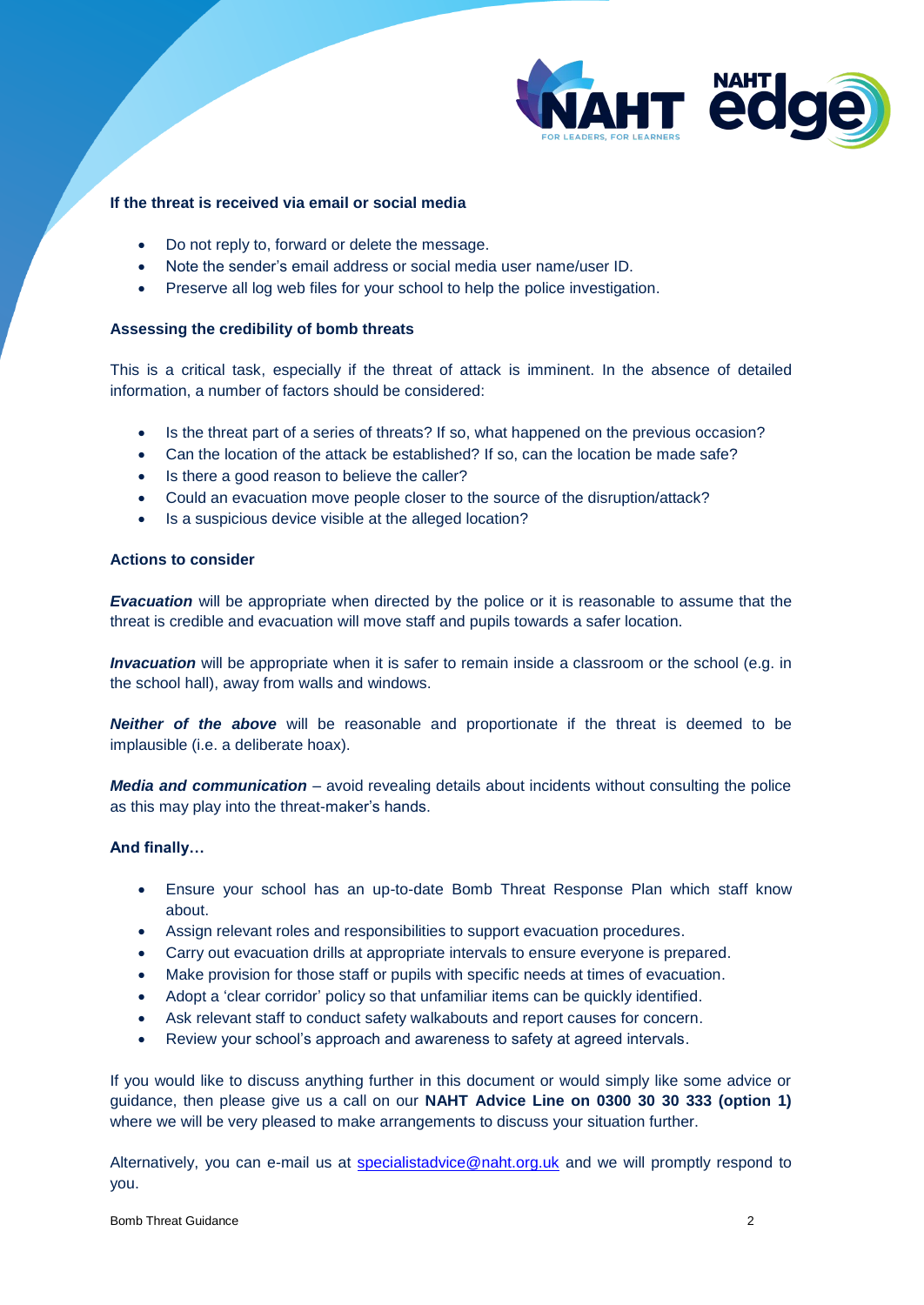### If the threat is received via email or social media

- Do not reply to, forward or delete the message.
- Note the sender's email address or social media user name/user ID.
- Preserve all log web files for your school to help the police investigation.

### Assessing the credibility of bomb threats

This is a critical task, especially if the threat of attack is imminent. In the absence of detailed information, a number of factors should be considered:

- Is the threat part of a series of threats? If so, what happened on the previous occasion?
- Can the location of the attack be established? If so, can the location be made safe?
- Is there a good reason to believe the caller?
- Could an evacuation move people closer to the source of the disruption/attack?
- Is a suspicious device visible at the alleged location?

### Actions to consider

***Evacuation*** will be appropriate when directed by the police or it is reasonable to assume that the threat is credible and evacuation will move staff and pupils towards a safer location.

***Invacuation*** will be appropriate when it is safer to remain inside a classroom or the school (e.g. in the school hall), away from walls and windows.

***Neither of the above*** will be reasonable and proportionate if the threat is deemed to be implausible (i.e. a deliberate hoax).

***Media and communication*** – avoid revealing details about incidents without consulting the police as this may play into the threat-maker's hands.

### And finally…

- Ensure your school has an up-to-date Bomb Threat Response Plan which staff know about.
- Assign relevant roles and responsibilities to support evacuation procedures.
- Carry out evacuation drills at appropriate intervals to ensure everyone is prepared.
- Make provision for those staff or pupils with specific needs at times of evacuation.
- Adopt a 'clear corridor' policy so that unfamiliar items can be quickly identified.
- Ask relevant staff to conduct safety walkabouts and report causes for concern.
- Review your school's approach and awareness to safety at agreed intervals.

If you would like to discuss anything further in this document or would simply like some advice or guidance, then please give us a call on our **NAHT Advice Line on 0300 30 30 333 (option 1)** where we will be very pleased to make arrangements to discuss your situation further.

Alternatively, you can e-mail us at [specialistadvice@naht.org.uk](mailto:specialistadvice@naht.org.uk) and we will promptly respond to you.